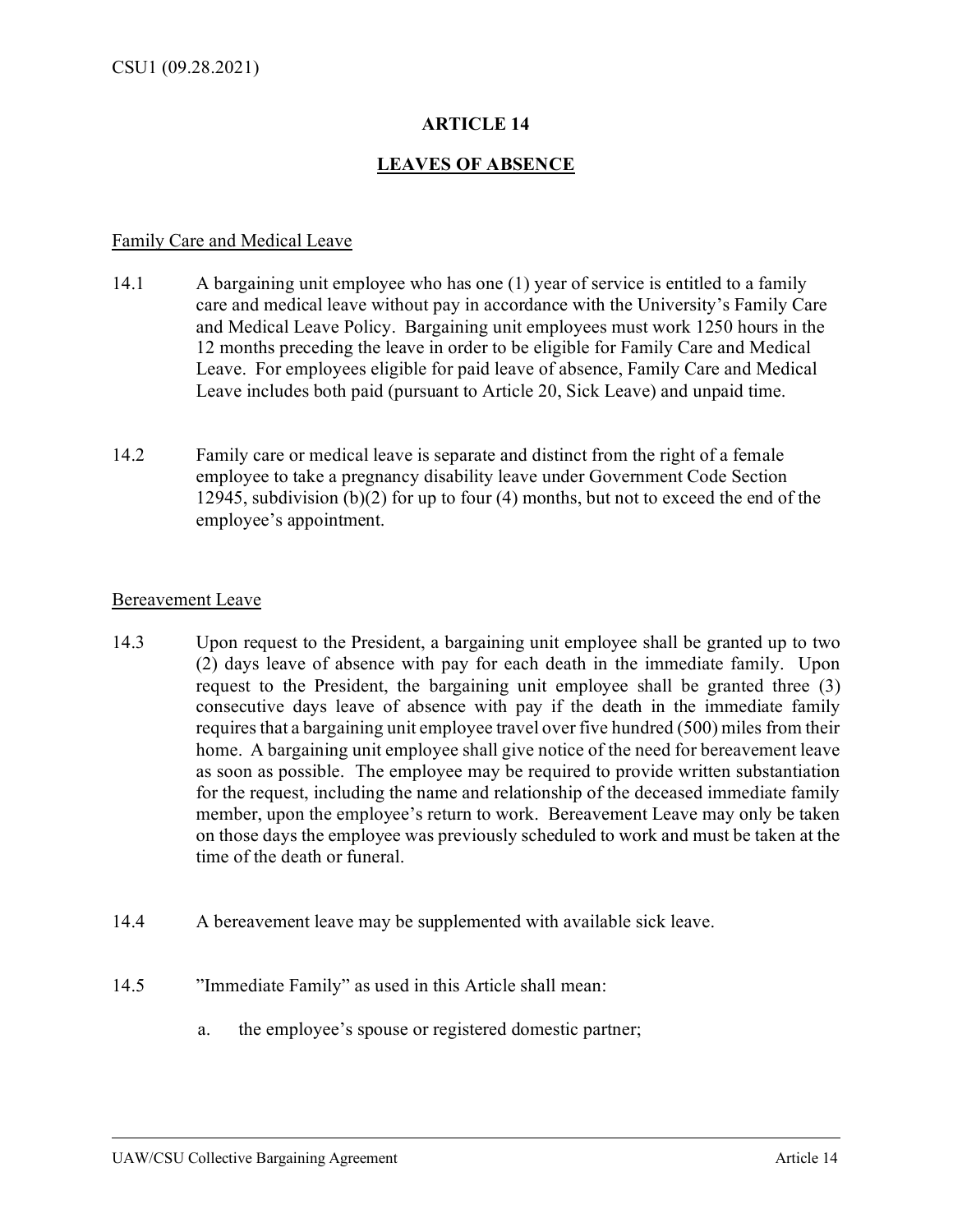# ARTICLE 14

## LEAVES OF ABSENCE

### Family Care and Medical Leave

14.1 A bargaining unit employee who has one (1) year of service is entitled to a family care and medical leave without pay in accordance with the University's Family Care and Medical Leave Policy. Bargaining unit employees must work 1250 hours in the 12 months preceding the leave in order to be eligible for Family Care and Medical Leave. For employees eligible for paid leave of absence, Family Care and Medical Leave includes both paid (pursuant to Article 20, Sick Leave) and unpaid time.

14.2 Family care or medical leave is separate and distinct from the right of a female employee to take a pregnancy disability leave under Government Code Section 12945, subdivision (b)(2) for up to four (4) months, but not to exceed the end of the employee's appointment.

### Bereavement Leave

14.3 Upon request to the President, a bargaining unit employee shall be granted up to two (2) days leave of absence with pay for each death in the immediate family. Upon request to the President, the bargaining unit employee shall be granted three (3) consecutive days leave of absence with pay if the death in the immediate family requires that a bargaining unit employee travel over five hundred (500) miles from their home. A bargaining unit employee shall give notice of the need for bereavement leave as soon as possible. The employee may be required to provide written substantiation for the request, including the name and relationship of the deceased immediate family member, upon the employee's return to work. Bereavement Leave may only be taken on those days the employee was previously scheduled to work and must be taken at the time of the death or funeral.

14.4 A bereavement leave may be supplemented with available sick leave.

14.5 "Immediate Family" as used in this Article shall mean:

a. the employee's spouse or registered domestic partner;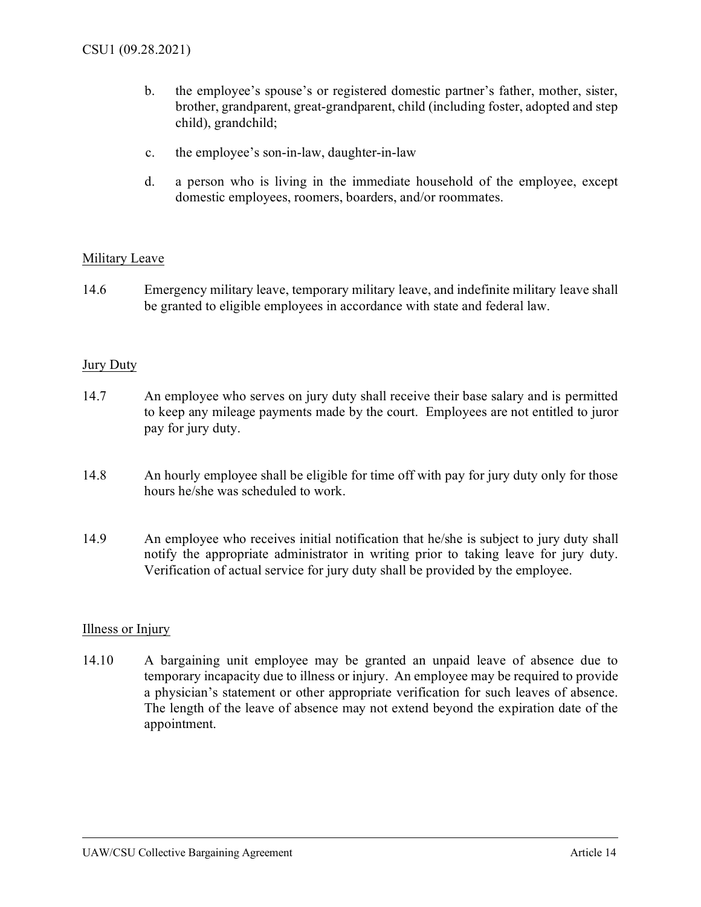b. the employee's spouse's or registered domestic partner's father, mother, sister, brother, grandparent, great-grandparent, child (including foster, adopted and step child), grandchild;

c. the employee's son-in-law, daughter-in-law

d. a person who is living in the immediate household of the employee, except domestic employees, roomers, boarders, and/or roommates.

## Military Leave

14.6 Emergency military leave, temporary military leave, and indefinite military leave shall be granted to eligible employees in accordance with state and federal law.

## Jury Duty

14.7 An employee who serves on jury duty shall receive their base salary and is permitted to keep any mileage payments made by the court. Employees are not entitled to juror pay for jury duty.

14.8 An hourly employee shall be eligible for time off with pay for jury duty only for those hours he/she was scheduled to work.

14.9 An employee who receives initial notification that he/she is subject to jury duty shall notify the appropriate administrator in writing prior to taking leave for jury duty. Verification of actual service for jury duty shall be provided by the employee.

## Illness or Injury

14.10 A bargaining unit employee may be granted an unpaid leave of absence due to temporary incapacity due to illness or injury. An employee may be required to provide a physician's statement or other appropriate verification for such leaves of absence. The length of the leave of absence may not extend beyond the expiration date of the appointment.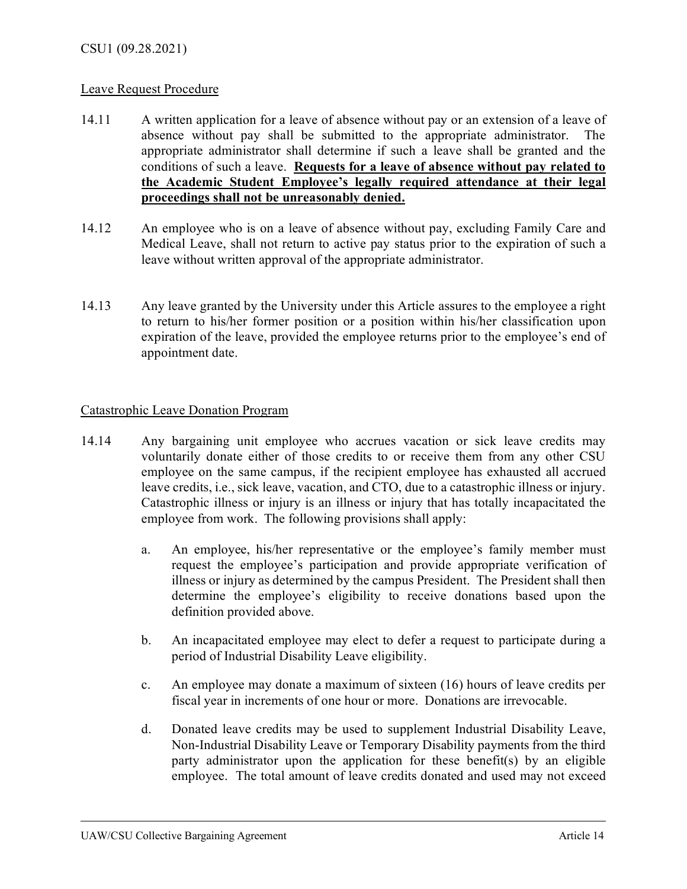## Leave Request Procedure

14.11 A written application for a leave of absence without pay or an extension of a leave of absence without pay shall be submitted to the appropriate administrator. The appropriate administrator shall determine if such a leave shall be granted and the conditions of such a leave. **Requests for a leave of absence without pay related to the Academic Student Employee's legally required attendance at their legal proceedings shall not be unreasonably denied.**

14.12 An employee who is on a leave of absence without pay, excluding Family Care and Medical Leave, shall not return to active pay status prior to the expiration of such a leave without written approval of the appropriate administrator.

14.13 Any leave granted by the University under this Article assures to the employee a right to return to his/her former position or a position within his/her classification upon expiration of the leave, provided the employee returns prior to the employee's end of appointment date.

## Catastrophic Leave Donation Program

14.14 Any bargaining unit employee who accrues vacation or sick leave credits may voluntarily donate either of those credits to or receive them from any other CSU employee on the same campus, if the recipient employee has exhausted all accrued leave credits, i.e., sick leave, vacation, and CTO, due to a catastrophic illness or injury. Catastrophic illness or injury is an illness or injury that has totally incapacitated the employee from work. The following provisions shall apply:

a. An employee, his/her representative or the employee's family member must request the employee's participation and provide appropriate verification of illness or injury as determined by the campus President. The President shall then determine the employee's eligibility to receive donations based upon the definition provided above.

b. An incapacitated employee may elect to defer a request to participate during a period of Industrial Disability Leave eligibility.

c. An employee may donate a maximum of sixteen (16) hours of leave credits per fiscal year in increments of one hour or more. Donations are irrevocable.

d. Donated leave credits may be used to supplement Industrial Disability Leave, Non-Industrial Disability Leave or Temporary Disability payments from the third party administrator upon the application for these benefit(s) by an eligible employee. The total amount of leave credits donated and used may not exceed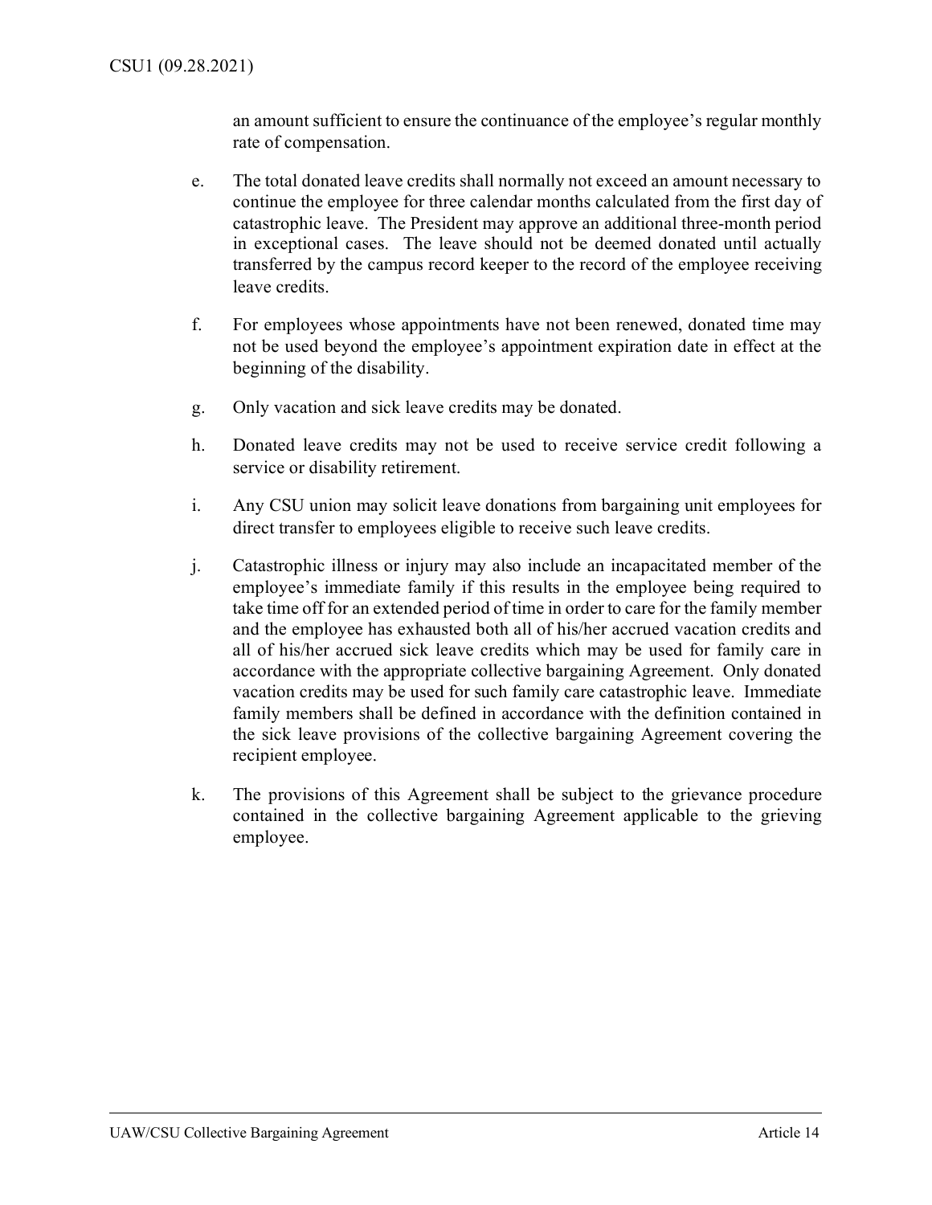an amount sufficient to ensure the continuance of the employee's regular monthly rate of compensation.

e. The total donated leave credits shall normally not exceed an amount necessary to continue the employee for three calendar months calculated from the first day of catastrophic leave. The President may approve an additional three-month period in exceptional cases. The leave should not be deemed donated until actually transferred by the campus record keeper to the record of the employee receiving leave credits.

f. For employees whose appointments have not been renewed, donated time may not be used beyond the employee's appointment expiration date in effect at the beginning of the disability.

g. Only vacation and sick leave credits may be donated.

h. Donated leave credits may not be used to receive service credit following a service or disability retirement.

i. Any CSU union may solicit leave donations from bargaining unit employees for direct transfer to employees eligible to receive such leave credits.

j. Catastrophic illness or injury may also include an incapacitated member of the employee's immediate family if this results in the employee being required to take time off for an extended period of time in order to care for the family member and the employee has exhausted both all of his/her accrued vacation credits and all of his/her accrued sick leave credits which may be used for family care in accordance with the appropriate collective bargaining Agreement. Only donated vacation credits may be used for such family care catastrophic leave. Immediate family members shall be defined in accordance with the definition contained in the sick leave provisions of the collective bargaining Agreement covering the recipient employee.

k. The provisions of this Agreement shall be subject to the grievance procedure contained in the collective bargaining Agreement applicable to the grieving employee.